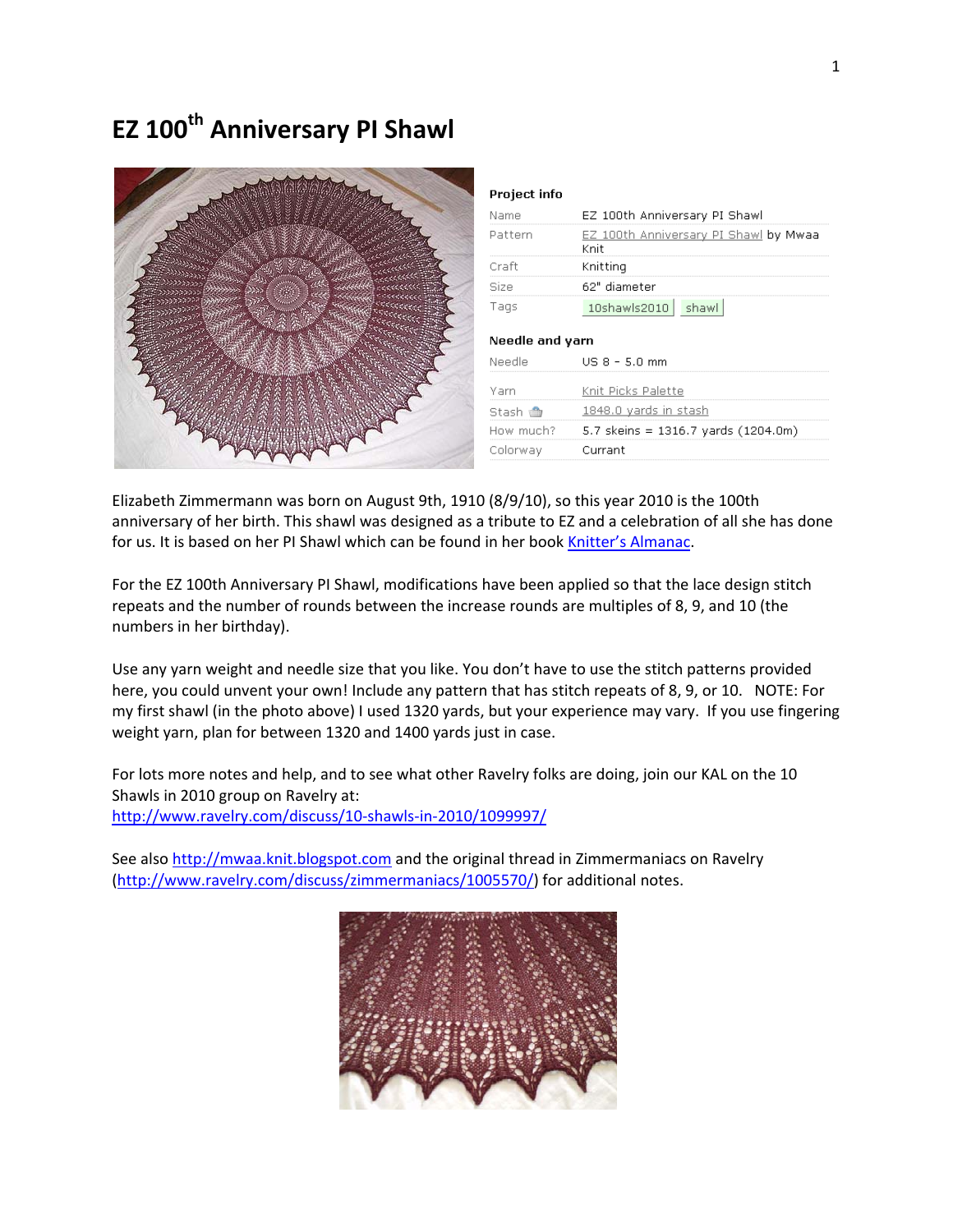# EZ 100th Anniversary PI Shawl

**Project info**

| Name | EZ 100th Anniversary PI Shawl |
| --- | --- |
| Pattern | EZ 100th Anniversary PI Shawl by Mwaa Knit |
| Craft | Knitting |
| Size | 62" diameter |
| Tags | 10shawls2010 shawl |

**Needle and yarn**

| Needle | US 8 - 5.0 mm |
| --- | --- |
| Yarn | Knit Picks Palette |
| Stash | 1848.0 yards in stash |
| How much? | 5.7 skeins = 1316.7 yards (1204.0m) |
| Colorway | Currant |

Elizabeth Zimmermann was born on August 9th, 1910 (8/9/10), so this year 2010 is the 100th anniversary of her birth. This shawl was designed as a tribute to EZ and a celebration of all she has done for us. It is based on her PI Shawl which can be found in her book [Knitter's Almanac](Knitter's Almanac).

For the EZ 100th Anniversary PI Shawl, modifications have been applied so that the lace design stitch repeats and the number of rounds between the increase rounds are multiples of 8, 9, and 10 (the numbers in her birthday).

Use any yarn weight and needle size that you like. You don't have to use the stitch patterns provided here, you could unvent your own! Include any pattern that has stitch repeats of 8, 9, or 10. NOTE: For my first shawl (in the photo above) I used 1320 yards, but your experience may vary. If you use fingering weight yarn, plan for between 1320 and 1400 yards just in case.

For lots more notes and help, and to see what other Ravelry folks are doing, join our KAL on the 10 Shawls in 2010 group on Ravelry at:
http://www.ravelry.com/discuss/10-shawls-in-2010/1099997/

See also http://mwaa.knit.blogspot.com and the original thread in Zimmermaniacs on Ravelry (http://www.ravelry.com/discuss/zimmermaniacs/1005570/) for additional notes.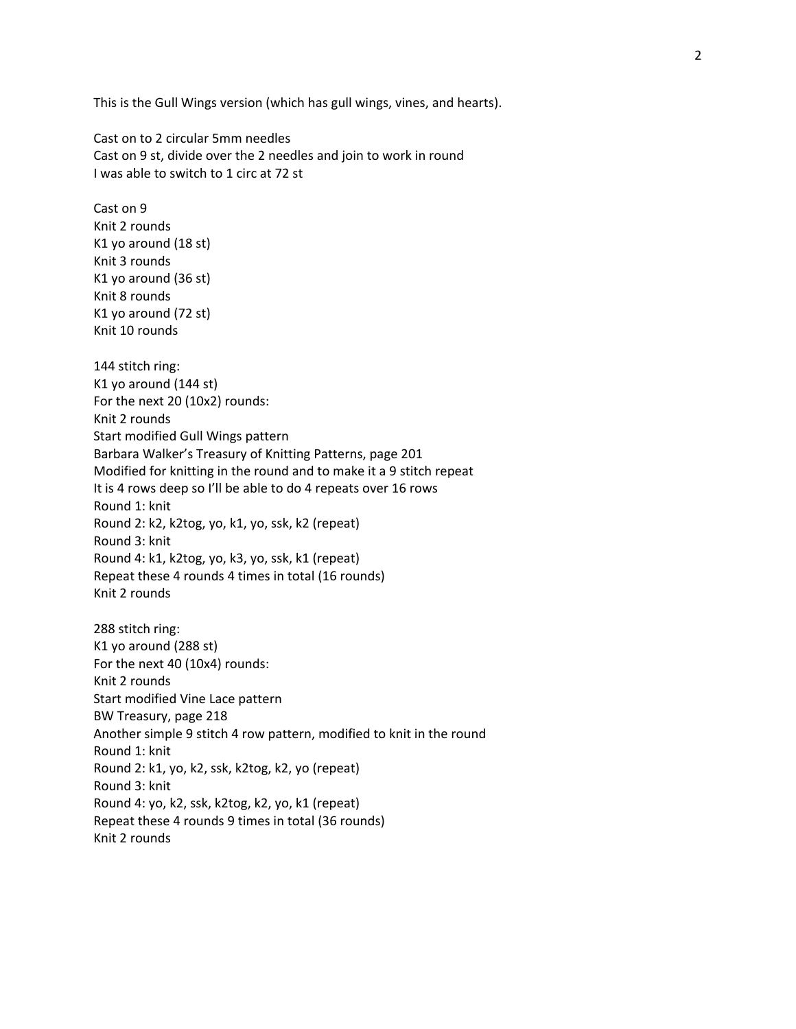This is the Gull Wings version (which has gull wings, vines, and hearts).

Cast on to 2 circular 5mm needles
Cast on 9 st, divide over the 2 needles and join to work in round
I was able to switch to 1 circ at 72 st

Cast on 9
Knit 2 rounds
K1 yo around (18 st)
Knit 3 rounds
K1 yo around (36 st)
Knit 8 rounds
K1 yo around (72 st)
Knit 10 rounds

144 stitch ring:
K1 yo around (144 st)
For the next 20 (10x2) rounds:
Knit 2 rounds
Start modified Gull Wings pattern
Barbara Walker's Treasury of Knitting Patterns, page 201
Modified for knitting in the round and to make it a 9 stitch repeat
It is 4 rows deep so I'll be able to do 4 repeats over 16 rows
Round 1: knit
Round 2: k2, k2tog, yo, k1, yo, ssk, k2 (repeat)
Round 3: knit
Round 4: k1, k2tog, yo, k3, yo, ssk, k1 (repeat)
Repeat these 4 rounds 4 times in total (16 rounds)
Knit 2 rounds

288 stitch ring:
K1 yo around (288 st)
For the next 40 (10x4) rounds:
Knit 2 rounds
Start modified Vine Lace pattern
BW Treasury, page 218
Another simple 9 stitch 4 row pattern, modified to knit in the round
Round 1: knit
Round 2: k1, yo, k2, ssk, k2tog, k2, yo (repeat)
Round 3: knit
Round 4: yo, k2, ssk, k2tog, k2, yo, k1 (repeat)
Repeat these 4 rounds 9 times in total (36 rounds)
Knit 2 rounds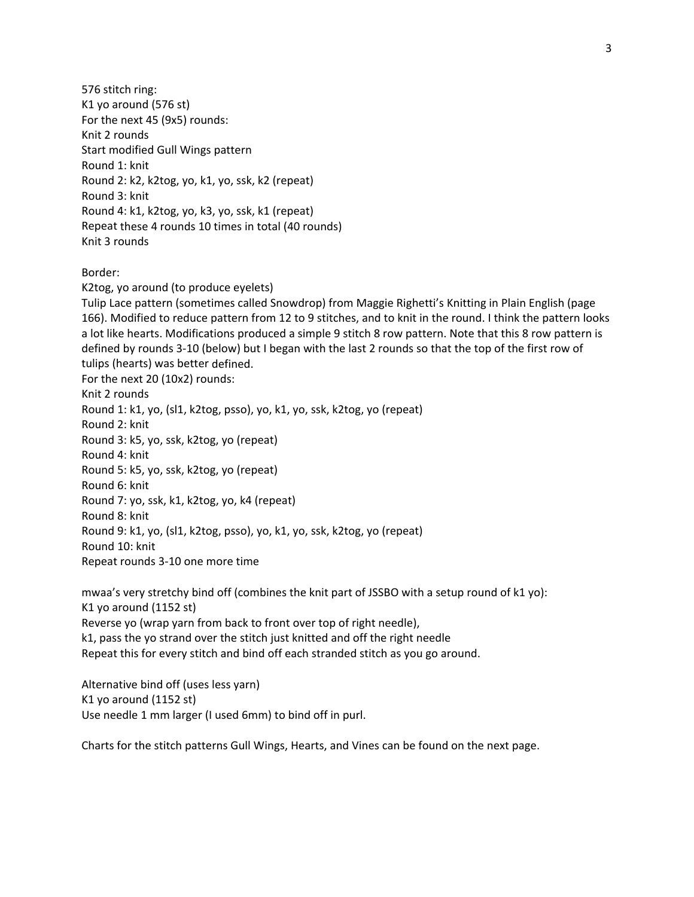576 stitch ring:
K1 yo around (576 st)
For the next 45 (9x5) rounds:
Knit 2 rounds
Start modified Gull Wings pattern
Round 1: knit
Round 2: k2, k2tog, yo, k1, yo, ssk, k2 (repeat)
Round 3: knit
Round 4: k1, k2tog, yo, k3, yo, ssk, k1 (repeat)
Repeat these 4 rounds 10 times in total (40 rounds)
Knit 3 rounds

Border:
K2tog, yo around (to produce eyelets)
Tulip Lace pattern (sometimes called Snowdrop) from Maggie Righetti's Knitting in Plain English (page 166). Modified to reduce pattern from 12 to 9 stitches, and to knit in the round. I think the pattern looks a lot like hearts. Modifications produced a simple 9 stitch 8 row pattern. Note that this 8 row pattern is defined by rounds 3-10 (below) but I began with the last 2 rounds so that the top of the first row of tulips (hearts) was better defined.
For the next 20 (10x2) rounds:
Knit 2 rounds
Round 1: k1, yo, (sl1, k2tog, psso), yo, k1, yo, ssk, k2tog, yo (repeat)
Round 2: knit
Round 3: k5, yo, ssk, k2tog, yo (repeat)
Round 4: knit
Round 5: k5, yo, ssk, k2tog, yo (repeat)
Round 6: knit
Round 7: yo, ssk, k1, k2tog, yo, k4 (repeat)
Round 8: knit
Round 9: k1, yo, (sl1, k2tog, psso), yo, k1, yo, ssk, k2tog, yo (repeat)
Round 10: knit
Repeat rounds 3-10 one more time

mwaa's very stretchy bind off (combines the knit part of JSSBO with a setup round of k1 yo):
K1 yo around (1152 st)
Reverse yo (wrap yarn from back to front over top of right needle),
k1, pass the yo strand over the stitch just knitted and off the right needle
Repeat this for every stitch and bind off each stranded stitch as you go around.

Alternative bind off (uses less yarn)
K1 yo around (1152 st)
Use needle 1 mm larger (I used 6mm) to bind off in purl.

Charts for the stitch patterns Gull Wings, Hearts, and Vines can be found on the next page.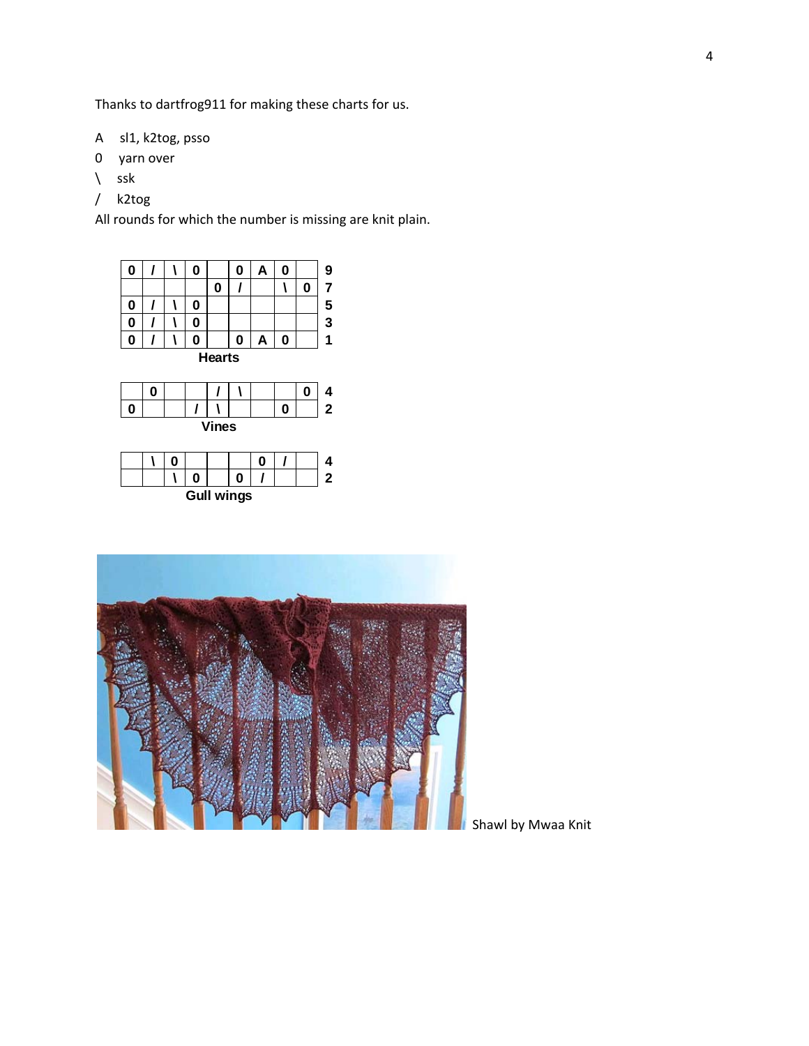Thanks to dartfrog911 for making these charts for us.

A  sl1, k2tog, psso
0  yarn over
\  ssk
/  k2tog
All rounds for which the number is missing are knit plain.

| | | | | | | | | | |
|---|---|---|---|---|---|---|---|---|---|
| 0 | / | \ | 0 | | 0 | A | 0 | | 9 |
| | | | | 0 | / | | \ | 0 | 7 |
| 0 | / | \ | 0 | | | | | | 5 |
| 0 | / | \ | 0 | | | | | | 3 |
| 0 | / | \ | 0 | | 0 | A | 0 | | 1 |

**Hearts**

| | | | | | | | | | |
|---|---|---|---|---|---|---|---|---|---|
| | 0 | | | / | \ | | | 0 | 4 |
| 0 | | | / | \ | | | 0 | | 2 |

**Vines**

| | | | | | | | | | |
|---|---|---|---|---|---|---|---|---|---|
| | \ | 0 | | | | 0 | / | | 4 |
| | | \ | 0 | | 0 | / | | | 2 |

**Gull wings**

Shawl by Mwaa Knit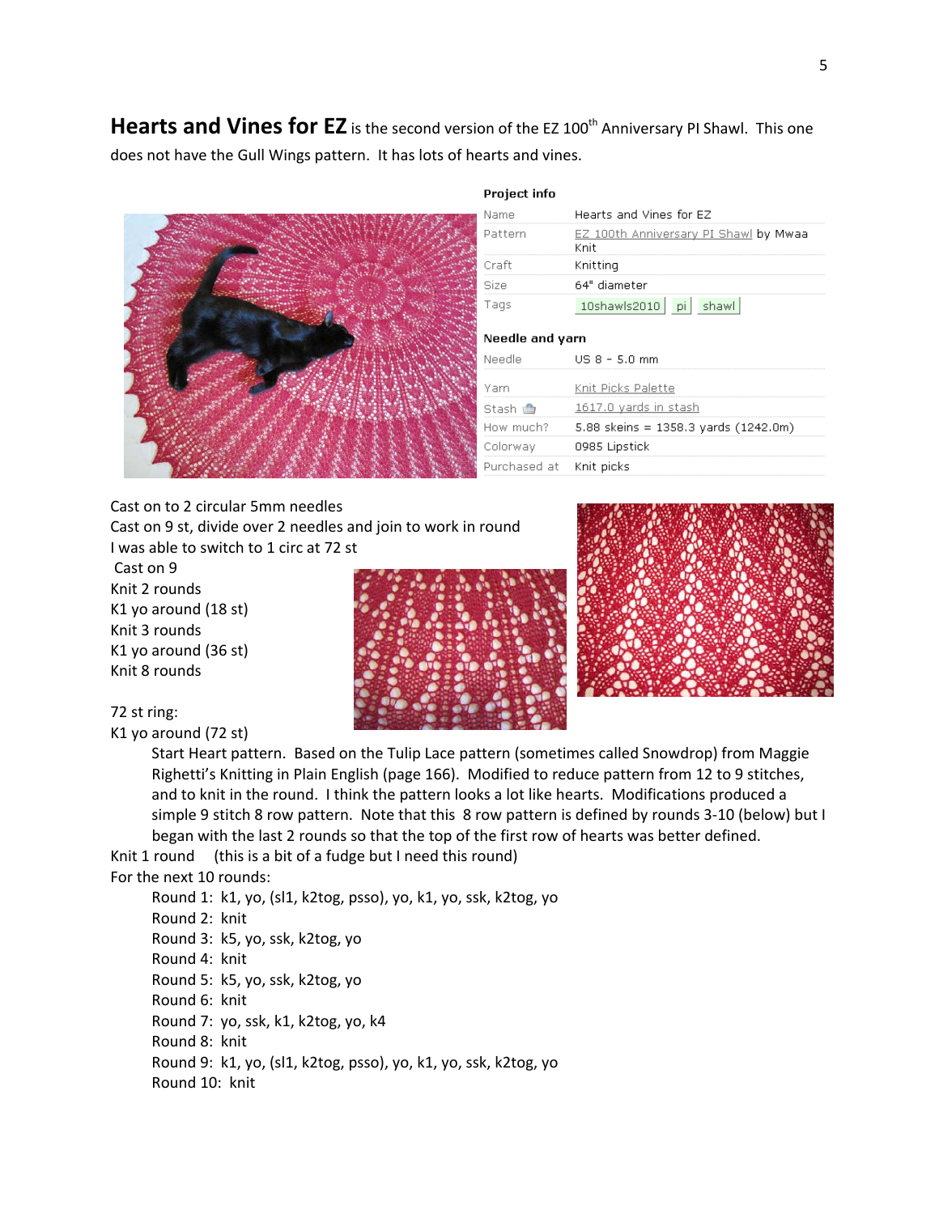**Hearts and Vines for EZ** is the second version of the EZ 100th Anniversary PI Shawl. This one does not have the Gull Wings pattern. It has lots of hearts and vines.

**Project info**

| | |
|---|---|
| Name | Hearts and Vines for EZ |
| Pattern | EZ 100th Anniversary PI Shawl by Mwaa Knit |
| Craft | Knitting |
| Size | 64" diameter |
| Tags | 10shawls2010 pi shawl |

**Needle and yarn**

| | |
|---|---|
| Needle | US 8 - 5.0 mm |
| Yarn | Knit Picks Palette |
| Stash | 1617.0 yards in stash |
| How much? | 5.88 skeins = 1358.3 yards (1242.0m) |
| Colorway | 0985 Lipstick |
| Purchased at | Knit picks |

Cast on to 2 circular 5mm needles
Cast on 9 st, divide over 2 needles and join to work in round
I was able to switch to 1 circ at 72 st
Cast on 9
Knit 2 rounds
K1 yo around (18 st)
Knit 3 rounds
K1 yo around (36 st)
Knit 8 rounds

72 st ring:
K1 yo around (72 st)

> Start Heart pattern. Based on the Tulip Lace pattern (sometimes called Snowdrop) from Maggie Righetti's Knitting in Plain English (page 166). Modified to reduce pattern from 12 to 9 stitches, and to knit in the round. I think the pattern looks a lot like hearts. Modifications produced a simple 9 stitch 8 row pattern. Note that this 8 row pattern is defined by rounds 3-10 (below) but I began with the last 2 rounds so that the top of the first row of hearts was better defined.

Knit 1 round (this is a bit of a fudge but I need this round)
For the next 10 rounds:

- Round 1: k1, yo, (sl1, k2tog, psso), yo, k1, yo, ssk, k2tog, yo
- Round 2: knit
- Round 3: k5, yo, ssk, k2tog, yo
- Round 4: knit
- Round 5: k5, yo, ssk, k2tog, yo
- Round 6: knit
- Round 7: yo, ssk, k1, k2tog, yo, k4
- Round 8: knit
- Round 9: k1, yo, (sl1, k2tog, psso), yo, k1, yo, ssk, k2tog, yo
- Round 10: knit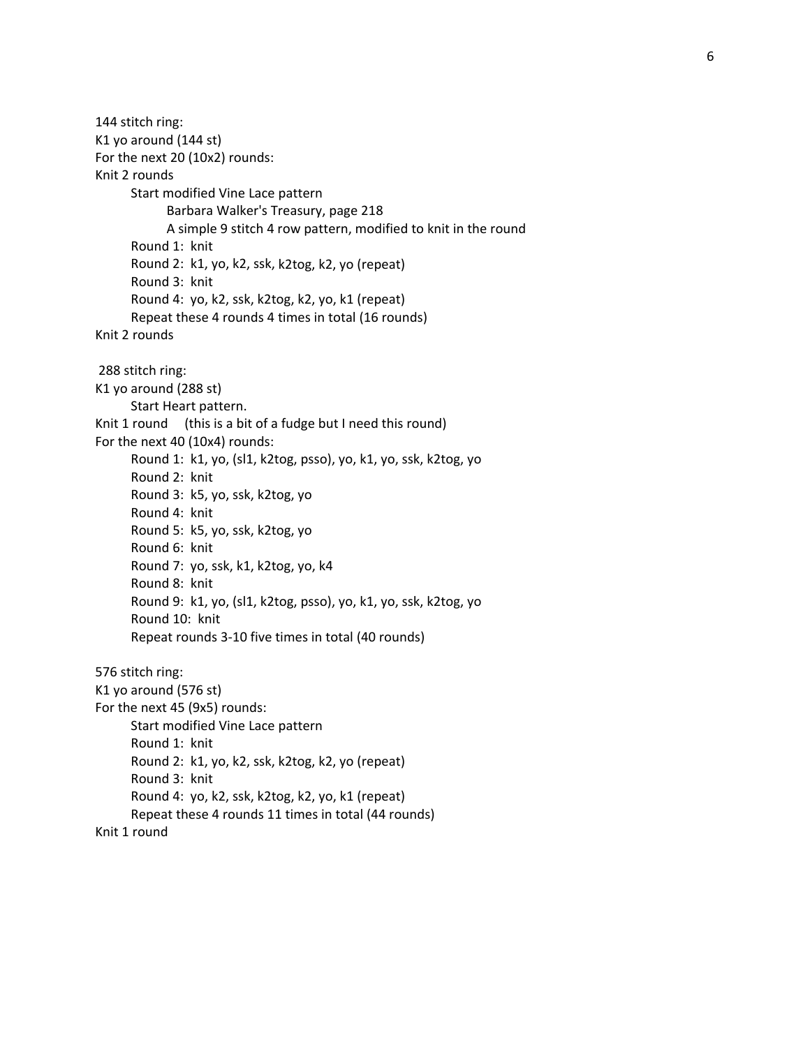144 stitch ring:
K1 yo around (144 st)
For the next 20 (10x2) rounds:
Knit 2 rounds

- Start modified Vine Lace pattern
  - Barbara Walker's Treasury, page 218
  - A simple 9 stitch 4 row pattern, modified to knit in the round
- Round 1: knit
- Round 2: k1, yo, k2, ssk, k2tog, k2, yo (repeat)
- Round 3: knit
- Round 4: yo, k2, ssk, k2tog, k2, yo, k1 (repeat)
- Repeat these 4 rounds 4 times in total (16 rounds)

Knit 2 rounds

288 stitch ring:
K1 yo around (288 st)

- Start Heart pattern.

Knit 1 round (this is a bit of a fudge but I need this round)
For the next 40 (10x4) rounds:

- Round 1: k1, yo, (sl1, k2tog, psso), yo, k1, yo, ssk, k2tog, yo
- Round 2: knit
- Round 3: k5, yo, ssk, k2tog, yo
- Round 4: knit
- Round 5: k5, yo, ssk, k2tog, yo
- Round 6: knit
- Round 7: yo, ssk, k1, k2tog, yo, k4
- Round 8: knit
- Round 9: k1, yo, (sl1, k2tog, psso), yo, k1, yo, ssk, k2tog, yo
- Round 10: knit
- Repeat rounds 3-10 five times in total (40 rounds)

576 stitch ring:
K1 yo around (576 st)
For the next 45 (9x5) rounds:

- Start modified Vine Lace pattern
- Round 1: knit
- Round 2: k1, yo, k2, ssk, k2tog, k2, yo (repeat)
- Round 3: knit
- Round 4: yo, k2, ssk, k2tog, k2, yo, k1 (repeat)
- Repeat these 4 rounds 11 times in total (44 rounds)

Knit 1 round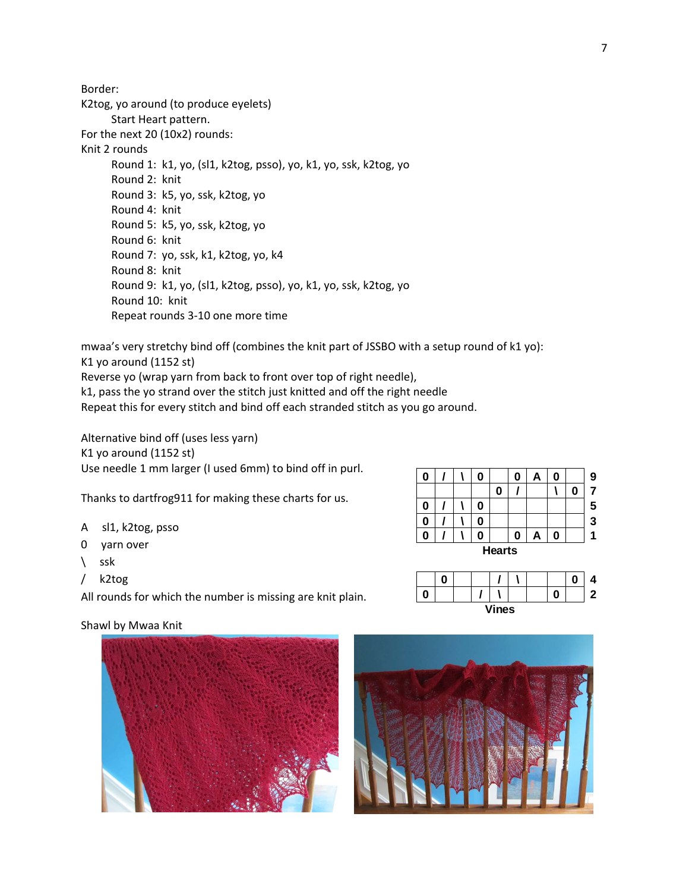Border:

K2tog, yo around (to produce eyelets)

Start Heart pattern.

For the next 20 (10x2) rounds:

Knit 2 rounds

Round 1: k1, yo, (sl1, k2tog, psso), yo, k1, yo, ssk, k2tog, yo
Round 2: knit
Round 3: k5, yo, ssk, k2tog, yo
Round 4: knit
Round 5: k5, yo, ssk, k2tog, yo
Round 6: knit
Round 7: yo, ssk, k1, k2tog, yo, k4
Round 8: knit
Round 9: k1, yo, (sl1, k2tog, psso), yo, k1, yo, ssk, k2tog, yo
Round 10: knit
Repeat rounds 3-10 one more time

mwaa's very stretchy bind off (combines the knit part of JSSBO with a setup round of k1 yo):

K1 yo around (1152 st)

Reverse yo (wrap yarn from back to front over top of right needle),

k1, pass the yo strand over the stitch just knitted and off the right needle

Repeat this for every stitch and bind off each stranded stitch as you go around.

Alternative bind off (uses less yarn)

K1 yo around (1152 st)

Use needle 1 mm larger (I used 6mm) to bind off in purl.

Thanks to dartfrog911 for making these charts for us.

A sl1, k2tog, psso

0 yarn over

\ ssk

/ k2tog

All rounds for which the number is missing are knit plain.

| | | | | | | | | | |
|---|---|---|---|---|---|---|---|---|---|
| 0 | / | \ | 0 | | 0 | A | 0 | | 9 |
| | | | | 0 | / | | \ | 0 | 7 |
| 0 | / | \ | 0 | | | | | | 5 |
| 0 | / | \ | 0 | | | | | | 3 |
| 0 | / | \ | 0 | | 0 | A | 0 | | 1 |

**Hearts**

| | | | | | | | | | |
|---|---|---|---|---|---|---|---|---|---|
| | 0 | | | / | \ | | | 0 | 4 |
| 0 | | | / | \ | | | 0 | | 2 |

**Vines**

Shawl by Mwaa Knit